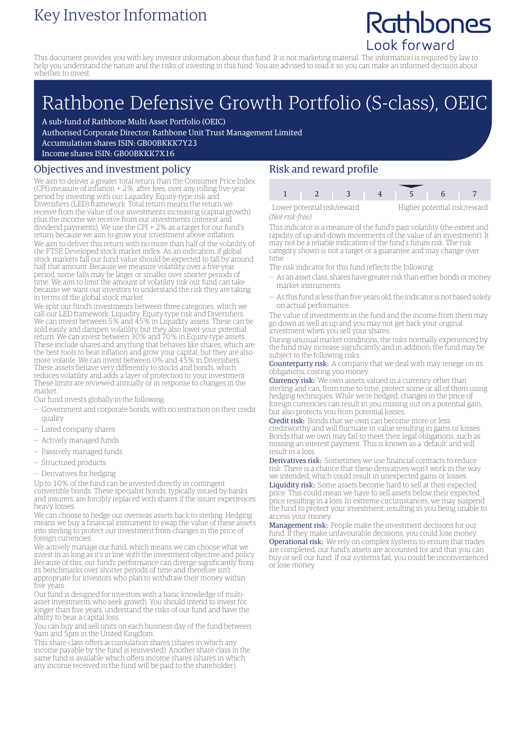# Key Investor Information

Rathbones
Look forward

This document provides you with key investor information about this fund. It is not marketing material. The information is required by law to help you understand the nature and the risks of investing in this fund. You are advised to read it so you can make an informed decision about whether to invest.

# Rathbone Defensive Growth Portfolio (S-class), OEIC

A sub-fund of Rathbone Multi Asset Portfolio (OEIC)
Authorised Corporate Director: Rathbone Unit Trust Management Limited
Accumulation shares ISIN: GB00BKKK7Y23
Income shares ISIN: GB00BKKK7X16

## Objectives and investment policy

We aim to deliver a greater total return than the Consumer Price Index (CPI) measure of inflation + 2%, after fees, over any rolling five-year period by investing with our Liquidity, Equity-type risk and Diversifiers (LED) framework. Total return means the return we receive from the value of our investments increasing (capital growth) plus the income we receive from our investments (interest and dividend payments). We use the CPI + 2% as a target for our fund's return because we aim to grow your investment above inflation.

We aim to deliver this return with no more than half of the volatility of the FTSE Developed stock market index. As an indication, if global stock markets fall our fund value should be expected to fall by around half that amount. Because we measure volatility over a five-year period, some falls may be larger or smaller over shorter periods of time. We aim to limit the amount of volatility risk our fund can take because we want our investors to understand the risk they are taking in terms of the global stock market.

We split our fund's investments between three categories, which we call our LED framework: Liquidity, Equity-type risk and Diversifiers. We can invest between 5% and 45% in Liquidity assets. These can be sold easily and dampen volatility, but they also lower your potential return. We can invest between 30% and 70% in Equity-type assets. These include shares and anything that behaves like shares, which are the best tools to beat inflation and grow your capital, but they are also more volatile. We can invest between 0% and 45% in Diversifiers. These assets behave very differently to stocks and bonds, which reduces volatility and adds a layer of protection to your investment. These limits are reviewed annually or in response to changes in the market.

Our fund invests globally in the following:

- Government and corporate bonds, with no restriction on their credit quality
- Listed company shares
- Actively managed funds
- Passively managed funds
- Structured products
- Derivatives for hedging

Up to 10% of the fund can be invested directly in contingent convertible bonds. These specialist bonds, typically issued by banks and insurers, are forcibly replaced with shares if the issuer experiences heavy losses.

We can choose to hedge our overseas assets back to sterling. Hedging means we buy a financial instrument to swap the value of these assets into sterling to protect our investment from changes in the price of foreign currencies.

We actively manage our fund, which means we can choose what we invest in as long as it's in line with the investment objective and policy. Because of this, our fund's performance can diverge significantly from its benchmarks over shorter periods of time and therefore isn't appropriate for investors who plan to withdraw their money within five years.

Our fund is designed for investors with a basic knowledge of multi-asset investments who seek growth. You should intend to invest for longer than five years, understand the risks of our fund and have the ability to bear a capital loss.

You can buy and sell units on each business day of the fund between 9am and 5pm in the United Kingdom.

This share class offers accumulation shares (shares in which any income payable by the fund is reinvested). Another share class in the same fund is available which offers income shares (shares in which any income received in the fund will be paid to the shareholder).

## Risk and reward profile

| 1 | 2 | 3 | 4 | **5** | 6 | 7 |
|---|---|---|---|---|---|---|

Lower potential risk/reward *(Not risk-free)* — Higher potential risk/reward

This indicator is a measure of the fund's past volatility (the extent and rapidity of up-and-down movements of the value of an investment). It may not be a reliable indication of the fund's future risk. The risk category shown is not a target or a guarantee and may change over time.

The risk indicator for this fund reflects the following:

- As an asset class, shares have greater risk than either bonds or money market instruments.
- As this fund is less than five years old, the indicator is not based solely on actual performance.

The value of investments in the fund and the income from them may go down as well as up and you may not get back your original investment when you sell your shares.

During unusual market conditions, the risks normally experienced by the fund may increase significantly, and in addition, the fund may be subject to the following risks:

**Counterparty risk:** A company that we deal with may renege on its obligations, costing you money.

**Currency risk:** We own assets valued in a currency other than sterling and can, from time to time, protect some or all of them using hedging techniques. While we're hedged, changes in the price of foreign currencies can result in you missing out on a potential gain, but also protects you from potential losses.

**Credit risk:** Bonds that we own can become more or less creditworthy and will fluctuate in value resulting in gains or losses. Bonds that we own may fail to meet their legal obligations, such as missing an interest payment. This is known as a 'default' and will result in a loss.

**Derivatives risk:** Sometimes we use financial contracts to reduce risk. There is a chance that these derivatives won't work in the way we intended, which could result in unexpected gains or losses.

**Liquidity risk:** Some assets become hard to sell at their expected price. This could mean we have to sell assets below their expected price resulting in a loss. In extreme circumstances, we may suspend the fund to protect your investment, resulting in you being unable to access your money.

**Management risk:** People make the investment decisions for our fund. If they make unfavourable decisions, you could lose money.

**Operational risk:** We rely on complex systems to ensure that trades are completed, our fund's assets are accounted for and that you can buy or sell our fund. If our systems fail, you could be inconvenienced or lose money.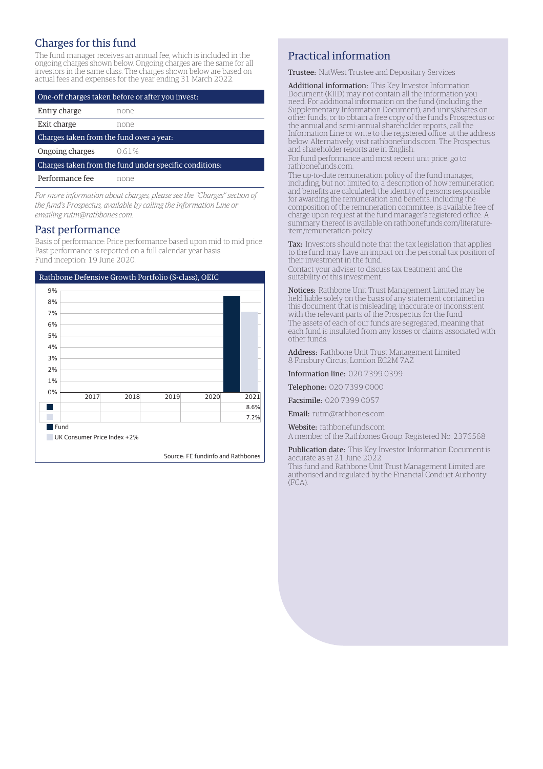## Charges for this fund

The fund manager receives an annual fee, which is included in the ongoing charges shown below. Ongoing charges are the same for all investors in the same class. The charges shown below are based on actual fees and expenses for the year ending 31 March 2022.

| One-off charges taken before or after you invest: | |
|---|---|
| Entry charge | none |
| Exit charge | none |
| **Charges taken from the fund over a year:** | |
| Ongoing charges | 0.61% |
| **Charges taken from the fund under specific conditions:** | |
| Performance fee | none |

*For more information about charges, please see the "Charges" section of the fund's Prospectus, available by calling the Information Line or emailing rutm@rathbones.com.*

## Past performance

Basis of performance: Price performance based upon mid to mid price.
Past performance is reported on a full calendar year basis.
Fund inception: 19 June 2020.

Rathbone Defensive Growth Portfolio (S-class), OEIC

9%
8%
7%
6%
5%
4%
3%
2%
1%
0%

2017 2018 2019 2020 2021

8.6%
7.2%

Fund
UK Consumer Price Index +2%

Source: FE fundinfo and Rathbones

## Practical information

**Trustee:** NatWest Trustee and Depositary Services

**Additional information:** This Key Investor Information Document (KIID) may not contain all the information you need. For additional information on the fund (including the Supplementary Information Document), and units/shares on other funds, or to obtain a free copy of the fund's Prospectus or the annual and semi-annual shareholder reports, call the Information Line or write to the registered office, at the address below. Alternatively, visit rathbonefunds.com. The Prospectus and shareholder reports are in English.

For fund performance and most recent unit price, go to rathbonefunds.com.

The up-to-date remuneration policy of the fund manager, including, but not limited to, a description of how remuneration and benefits are calculated, the identity of persons responsible for awarding the remuneration and benefits, including the composition of the remuneration committee, is available free of charge upon request at the fund manager's registered office. A summary thereof is available on rathbonefunds.com/literature-item/remuneration-policy.

**Tax:** Investors should note that the tax legislation that applies to the fund may have an impact on the personal tax position of their investment in the fund.

Contact your adviser to discuss tax treatment and the suitability of this investment.

**Notices:** Rathbone Unit Trust Management Limited may be held liable solely on the basis of any statement contained in this document that is misleading, inaccurate or inconsistent with the relevant parts of the Prospectus for the fund.

The assets of each of our funds are segregated, meaning that each fund is insulated from any losses or claims associated with other funds.

**Address:** Rathbone Unit Trust Management Limited
8 Finsbury Circus, London EC2M 7AZ

**Information line:** 020 7399 0399

**Telephone:** 020 7399 0000

**Facsimile:** 020 7399 0057

**Email:** rutm@rathbones.com

**Website:** rathbonefunds.com

A member of the Rathbones Group. Registered No. 2376568

**Publication date:** This Key Investor Information Document is accurate as at 21 June 2022.

This fund and Rathbone Unit Trust Management Limited are authorised and regulated by the Financial Conduct Authority (FCA).